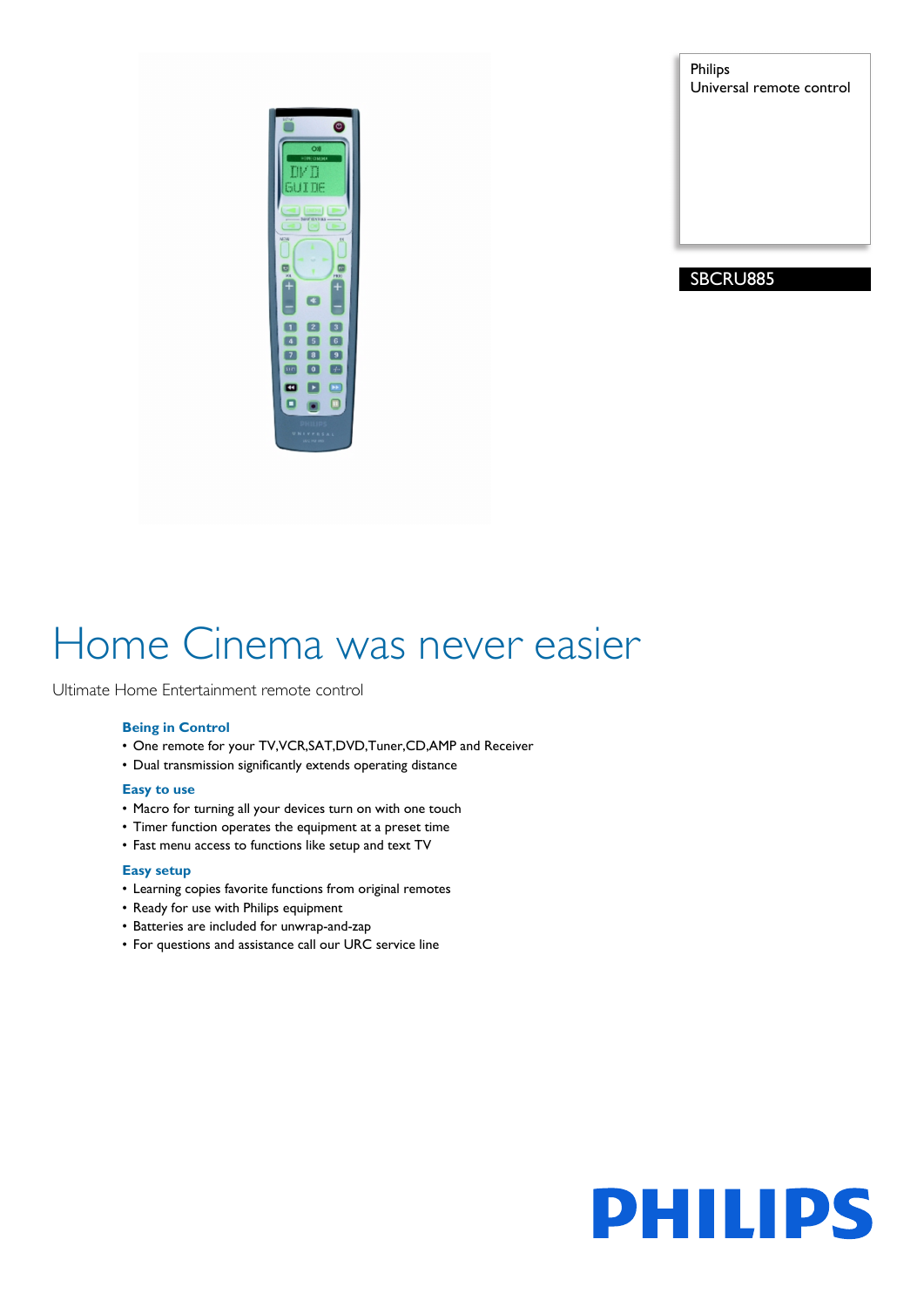Philips
Universal remote control

SBCRU885

# Home Cinema was never easier

Ultimate Home Entertainment remote control

### Being in Control

- One remote for your TV,VCR,SAT,DVD,Tuner,CD,AMP and Receiver
- Dual transmission significantly extends operating distance

### Easy to use

- Macro for turning all your devices turn on with one touch
- Timer function operates the equipment at a preset time
- Fast menu access to functions like setup and text TV

### Easy setup

- Learning copies favorite functions from original remotes
- Ready for use with Philips equipment
- Batteries are included for unwrap-and-zap
- For questions and assistance call our URC service line

PHILIPS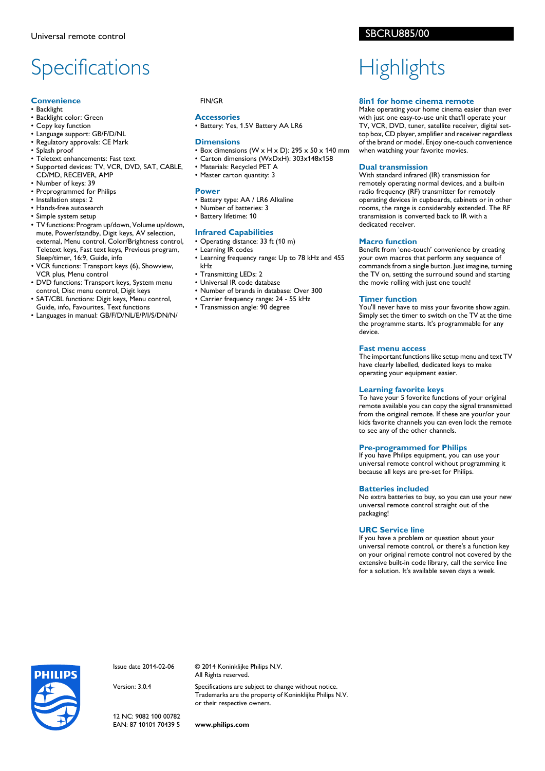Universal remote control

SBCRU885/00

# Specifications

### Convenience

- Backlight
- Backlight color: Green
- Copy key function
- Language support: GB/F/D/NL
- Regulatory approvals: CE Mark
- Splash proof
- Teletext enhancements: Fast text
- Supported devices: TV, VCR, DVD, SAT, CABLE, CD/MD, RECEIVER, AMP
- Number of keys: 39
- Preprogrammed for Philips
- Installation steps: 2
- Hands-free autosearch
- Simple system setup
- TV functions: Program up/down, Volume up/down, mute, Power/standby, Digit keys, AV selection, external, Menu control, Color/Brightness control, Teletext keys, Fast text keys, Previous program, Sleep/timer, 16:9, Guide, info
- VCR functions: Transport keys (6), Showview, VCR plus, Menu control
- DVD functions: Transport keys, System menu control, Disc menu control, Digit keys
- SAT/CBL functions: Digit keys, Menu control, Guide, info, Favourites, Text functions
- Languages in manual: GB/F/D/NL/E/P/I/S/DN/N/FIN/GR

### Accessories

- Battery: Yes, 1.5V Battery AA LR6

### Dimensions

- Box dimensions (W x H x D): 295 x 50 x 140 mm
- Carton dimensions (WxDxH): 303x148x158
- Materials: Recycled PET A
- Master carton quantity: 3

### Power

- Battery type: AA / LR6 Alkaline
- Number of batteries: 3
- Battery lifetime: 10

### Infrared Capabilities

- Operating distance: 33 ft (10 m)
- Learning IR codes
- Learning frequency range: Up to 78 kHz and 455 kHz
- Transmitting LEDs: 2
- Universal IR code database
- Number of brands in database: Over 300
- Carrier frequency range: 24 - 55 kHz
- Transmission angle: 90 degree

# Highlights

### 8in1 for home cinema remote

Make operating your home cinema easier than ever with just one easy-to-use unit that'll operate your TV, VCR, DVD, tuner, satellite receiver, digital set-top box, CD player, amplifier and receiver regardless of the brand or model. Enjoy one-touch convenience when watching your favorite movies.

### Dual transmission

With standard infrared (IR) transmission for remotely operating normal devices, and a built-in radio frequency (RF) transmitter for remotely operating devices in cupboards, cabinets or in other rooms, the range is considerably extended. The RF transmission is converted back to IR with a dedicated receiver.

### Macro function

Benefit from 'one-touch' convenience by creating your own macros that perform any sequence of commands from a single button. Just imagine, turning the TV on, setting the surround sound and starting the movie rolling with just one touch!

### Timer function

You'll never have to miss your favorite show again. Simply set the timer to switch on the TV at the time the programme starts. It's programmable for any device.

### Fast menu access

The important functions like setup menu and text TV have clearly labelled, dedicated keys to make operating your equipment easier.

### Learning favorite keys

To have your 5 fovorite functions of your original remote available you can copy the signal transmitted from the original remote. If these are your/or your kids favorite channels you can even lock the remote to see any of the other channels.

### Pre-programmed for Philips

If you have Philips equipment, you can use your universal remote control without programming it because all keys are pre-set for Philips.

### Batteries included

No extra batteries to buy, so you can use your new universal remote control straight out of the packaging!

### URC Service line

If you have a problem or question about your universal remote control, or there's a function key on your original remote control not covered by the extensive built-in code library, call the service line for a solution. It's available seven days a week.

Issue date 2014-02-06

Version: 3.0.4

12 NC: 9082 100 00782
EAN: 87 10101 70439 5

© 2014 Koninklijke Philips N.V.
All Rights reserved.

Specifications are subject to change without notice. Trademarks are the property of Koninklijke Philips N.V. or their respective owners.

**www.philips.com**